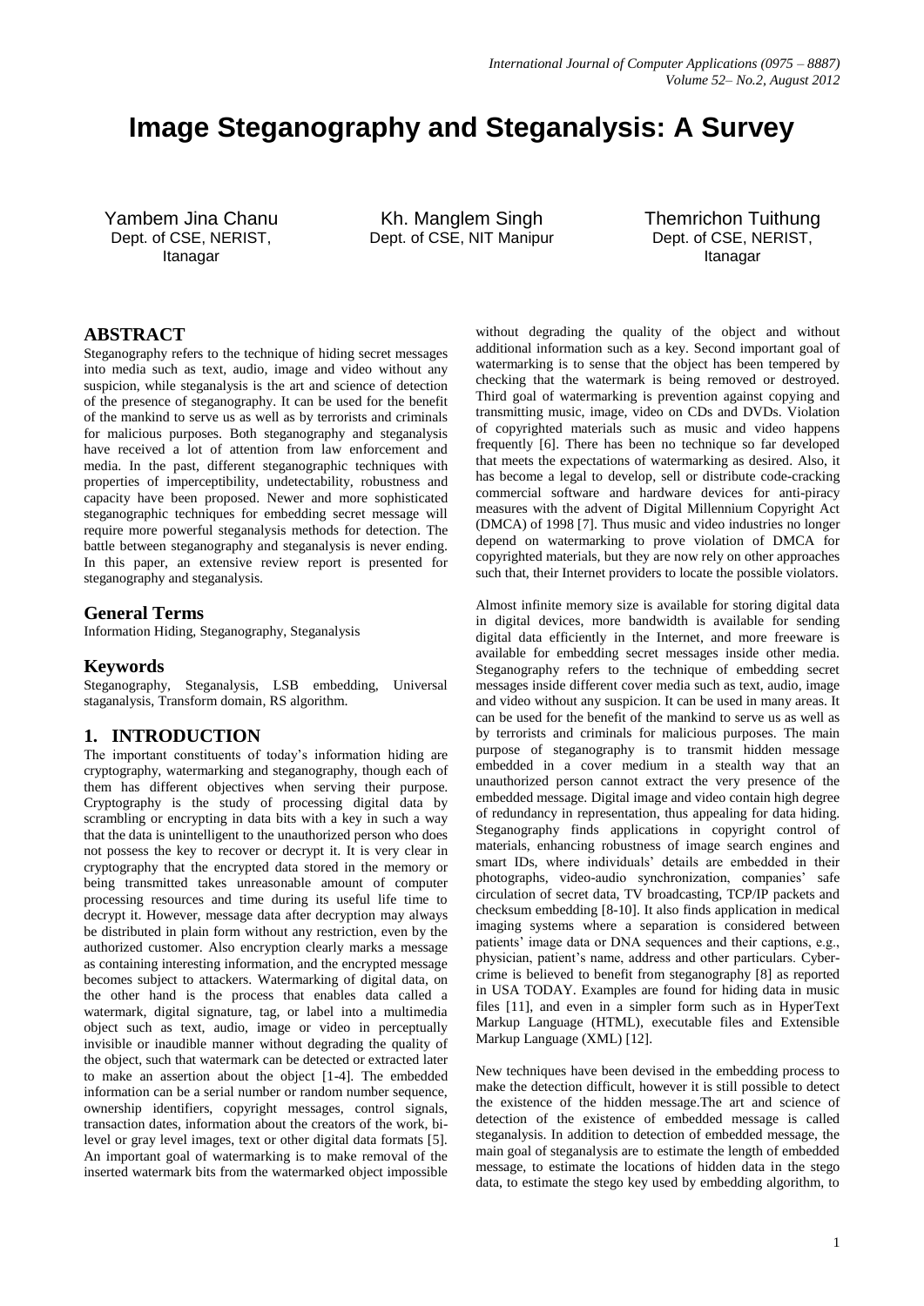# Image Steganography and Steganalysis: A Survey

Yambem Jina Chanu
Dept. of CSE, NERIST, Itanagar

Kh. Manglem Singh
Dept. of CSE, NIT Manipur

Themrichon Tuithung
Dept. of CSE, NERIST, Itanagar

## ABSTRACT

Steganography refers to the technique of hiding secret messages into media such as text, audio, image and video without any suspicion, while steganalysis is the art and science of detection of the presence of steganography. It can be used for the benefit of the mankind to serve us as well as by terrorists and criminals for malicious purposes. Both steganography and steganalysis have received a lot of attention from law enforcement and media. In the past, different steganographic techniques with properties of imperceptibility, undetectability, robustness and capacity have been proposed. Newer and more sophisticated steganographic techniques for embedding secret message will require more powerful steganalysis methods for detection. The battle between steganography and steganalysis is never ending. In this paper, an extensive review report is presented for steganography and steganalysis.

## General Terms

Information Hiding, Steganography, Steganalysis

## Keywords

Steganography, Steganalysis, LSB embedding, Universal staganalysis, Transform domain, RS algorithm.

## 1. INTRODUCTION

The important constituents of today's information hiding are cryptography, watermarking and steganography, though each of them has different objectives when serving their purpose. Cryptography is the study of processing digital data by scrambling or encrypting in data bits with a key in such a way that the data is unintelligent to the unauthorized person who does not possess the key to recover or decrypt it. It is very clear in cryptography that the encrypted data stored in the memory or being transmitted takes unreasonable amount of computer processing resources and time during its useful life time to decrypt it. However, message data after decryption may always be distributed in plain form without any restriction, even by the authorized customer. Also encryption clearly marks a message as containing interesting information, and the encrypted message becomes subject to attackers. Watermarking of digital data, on the other hand is the process that enables data called a watermark, digital signature, tag, or label into a multimedia object such as text, audio, image or video in perceptually invisible or inaudible manner without degrading the quality of the object, such that watermark can be detected or extracted later to make an assertion about the object [1-4]. The embedded information can be a serial number or random number sequence, ownership identifiers, copyright messages, control signals, transaction dates, information about the creators of the work, bi-level or gray level images, text or other digital data formats [5]. An important goal of watermarking is to make removal of the inserted watermark bits from the watermarked object impossible without degrading the quality of the object and without additional information such as a key. Second important goal of watermarking is to sense that the object has been tempered by checking that the watermark is being removed or destroyed. Third goal of watermarking is prevention against copying and transmitting music, image, video on CDs and DVDs. Violation of copyrighted materials such as music and video happens frequently [6]. There has been no technique so far developed that meets the expectations of watermarking as desired. Also, it has become a legal to develop, sell or distribute code-cracking commercial software and hardware devices for anti-piracy measures with the advent of Digital Millennium Copyright Act (DMCA) of 1998 [7]. Thus music and video industries no longer depend on watermarking to prove violation of DMCA for copyrighted materials, but they are now rely on other approaches such that, their Internet providers to locate the possible violators.

Almost infinite memory size is available for storing digital data in digital devices, more bandwidth is available for sending digital data efficiently in the Internet, and more freeware is available for embedding secret messages inside other media. Steganography refers to the technique of embedding secret messages inside different cover media such as text, audio, image and video without any suspicion. It can be used in many areas. It can be used for the benefit of the mankind to serve us as well as by terrorists and criminals for malicious purposes. The main purpose of steganography is to transmit hidden message embedded in a cover medium in a stealth way that an unauthorized person cannot extract the very presence of the embedded message. Digital image and video contain high degree of redundancy in representation, thus appealing for data hiding. Steganography finds applications in copyright control of materials, enhancing robustness of image search engines and smart IDs, where individuals' details are embedded in their photographs, video-audio synchronization, companies' safe circulation of secret data, TV broadcasting, TCP/IP packets and checksum embedding [8-10]. It also finds application in medical imaging systems where a separation is considered between patients' image data or DNA sequences and their captions, e.g., physician, patient's name, address and other particulars. Cyber-crime is believed to benefit from steganography [8] as reported in USA TODAY. Examples are found for hiding data in music files [11], and even in a simpler form such as in HyperText Markup Language (HTML), executable files and Extensible Markup Language (XML) [12].

New techniques have been devised in the embedding process to make the detection difficult, however it is still possible to detect the existence of the hidden message.The art and science of detection of the existence of embedded message is called steganalysis. In addition to detection of embedded message, the main goal of steganalysis are to estimate the length of embedded message, to estimate the locations of hidden data in the stego data, to estimate the stego key used by embedding algorithm, to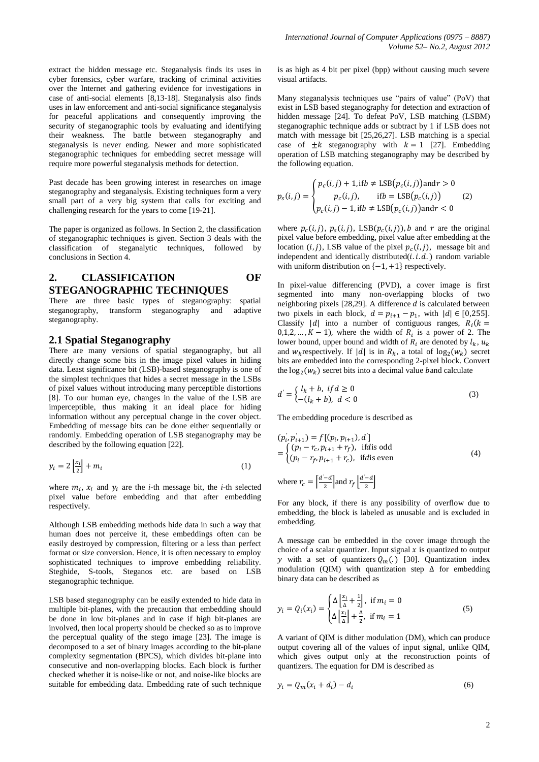extract the hidden message etc. Steganalysis finds its uses in cyber forensics, cyber warfare, tracking of criminal activities over the Internet and gathering evidence for investigations in case of anti-social elements [8,13-18]. Steganalysis also finds uses in law enforcement and anti-social significance steganalysis for peaceful applications and consequently improving the security of steganographic tools by evaluating and identifying their weakness. The battle between steganography and steganalysis is never ending. Newer and more sophisticated steganographic techniques for embedding secret message will require more powerful steganalysis methods for detection.

Past decade has been growing interest in researches on image steganography and steganalysis. Existing techniques form a very small part of a very big system that calls for exciting and challenging research for the years to come [19-21].

The paper is organized as follows. In Section 2, the classification of steganographic techniques is given. Section 3 deals with the classification of steganalytic techniques, followed by conclusions in Section 4.

## 2. CLASSIFICATION OF STEGANOGRAPHIC TECHNIQUES

There are three basic types of steganography: spatial steganography, transform steganography and adaptive steganography.

### 2.1 Spatial Steganography

There are many versions of spatial steganography, but all directly change some bits in the image pixel values in hiding data. Least significance bit (LSB)-based steganography is one of the simplest techniques that hides a secret message in the LSBs of pixel values without introducing many perceptible distortions [8]. To our human eye, changes in the value of the LSB are imperceptible, thus making it an ideal place for hiding information without any perceptual change in the cover object. Embedding of message bits can be done either sequentially or randomly. Embedding operation of LSB steganography may be described by the following equation [22].

$$y_i = 2\left\lfloor \frac{x_i}{2} \right\rfloor + m_i \tag{1}$$

where $m_i$, $x_i$ and $y_i$ are the *i*-th message bit, the *i*-th selected pixel value before embedding and that after embedding respectively.

Although LSB embedding methods hide data in such a way that human does not perceive it, these embeddings often can be easily destroyed by compression, filtering or a less than perfect format or size conversion. Hence, it is often necessary to employ sophisticated techniques to improve embedding reliability. Steghide, S-tools, Steganos etc. are based on LSB steganographic technique.

LSB based steganography can be easily extended to hide data in multiple bit-planes, with the precaution that embedding should be done in low bit-planes and in case if high bit-planes are involved, then local property should be checked so as to improve the perceptual quality of the stego image [23]. The image is decomposed to a set of binary images according to the bit-plane complexity segmentation (BPCS), which divides bit-plane into consecutive and non-overlapping blocks. Each block is further checked whether it is noise-like or not, and noise-like blocks are suitable for embedding data. Embedding rate of such technique is as high as 4 bit per pixel (bpp) without causing much severe visual artifacts.

Many steganalysis techniques use "pairs of value" (PoV) that exist in LSB based steganography for detection and extraction of hidden message [24]. To defeat PoV, LSB matching (LSBM) steganographic technique adds or subtract by 1 if LSB does not match with message bit [25,26,27]. LSB matching is a special case of $\pm k$ steganography with $k = 1$ [27]. Embedding operation of LSB matching steganography may be described by the following equation.

$$p_s(i,j) = \begin{cases} p_c(i,j) + 1, \text{if } b \neq \text{LSB}\big(p_c(i,j)\big) \text{ and } r > 0 \\ p_c(i,j), \quad \text{if } b = \text{LSB}\big(p_c(i,j)\big) \\ p_c(i,j) - 1, \text{if } b \neq \text{LSB}\big(p_c(i,j)\big) \text{ and } r < 0 \end{cases} \tag{2}$$

where $p_c(i,j)$, $p_s(i,j)$, $\text{LSB}(p_c(i,j))$, $b$ and $r$ are the original pixel value before embedding, pixel value after embedding at the location $(i,j)$, LSB value of the pixel $p_c(i,j)$, message bit and independent and identically distributed$(i.i.d.)$ random variable with uniform distribution on $\{-1,+1\}$ respectively.

In pixel-value differencing (PVD), a cover image is first segmented into many non-overlapping blocks of two neighboring pixels [28,29]. A difference $d$ is calculated between two pixels in each block, $d = p_{i+1} - p_1$, with $|d| \in [0,255]$. Classify $|d|$ into a number of contiguous ranges, $R_i(k = 0,1,2,\dots,K-1)$, where the width of $R_i$ is a power of 2. The lower bound, upper bound and width of $R_i$ are denoted by $l_k$, $u_k$ and $w_k$respectively. If $|d|$ is in $R_k$, a total of $\log_2(w_k)$ secret bits are embedded into the corresponding 2-pixel block. Convert the $\log_2(w_k)$ secret bits into a decimal value $b$and calculate

$$d' = \begin{cases} l_k + b, \ if\, d \geq 0 \\ -(l_k + b), \ d < 0 \end{cases} \tag{3}$$

The embedding procedure is described as

$$\begin{aligned}(p_i', p_{i+1}') &= f\,[(p_i, p_{i+1}), d'] \\ &= \begin{cases} (p_i - r_c, p_{i+1} + r_f), \ \text{if } d \text{ is odd} \\ (p_i - r_f, p_{i+1} + r_c), \ \text{if } d \text{ is even} \end{cases}\end{aligned} \tag{4}$$

where $r_c = \left\lceil \frac{d' - d}{2} \right\rceil$ and $r_f \left\lfloor \frac{d' - d}{2} \right\rfloor$

For any block, if there is any possibility of overflow due to embedding, the block is labeled as unusable and is excluded in embedding.

A message can be embedded in the cover image through the choice of a scalar quantizer. Input signal $x$ is quantized to output $y$ with a set of quantizers $Q_m(.)$ [30]. Quantization index modulation (QIM) with quantization step $\Delta$ for embedding binary data can be described as

$$y_i = Q_i(x_i) = \begin{cases} \Delta\left\lfloor \frac{x_i}{\Delta} + \frac{1}{2} \right\rfloor, \ \text{if } m_i = 0 \\ \Delta\left\lfloor \frac{x_i}{\Delta} \right\rfloor + \frac{\Delta}{2}, \ \text{if } m_i = 1 \end{cases} \tag{5}$$

A variant of QIM is dither modulation (DM), which can produce output covering all of the values of input signal, unlike QIM, which gives output only at the reconstruction points of quantizers. The equation for DM is described as

$$y_i = Q_m(x_i + d_i) - d_i \tag{6}$$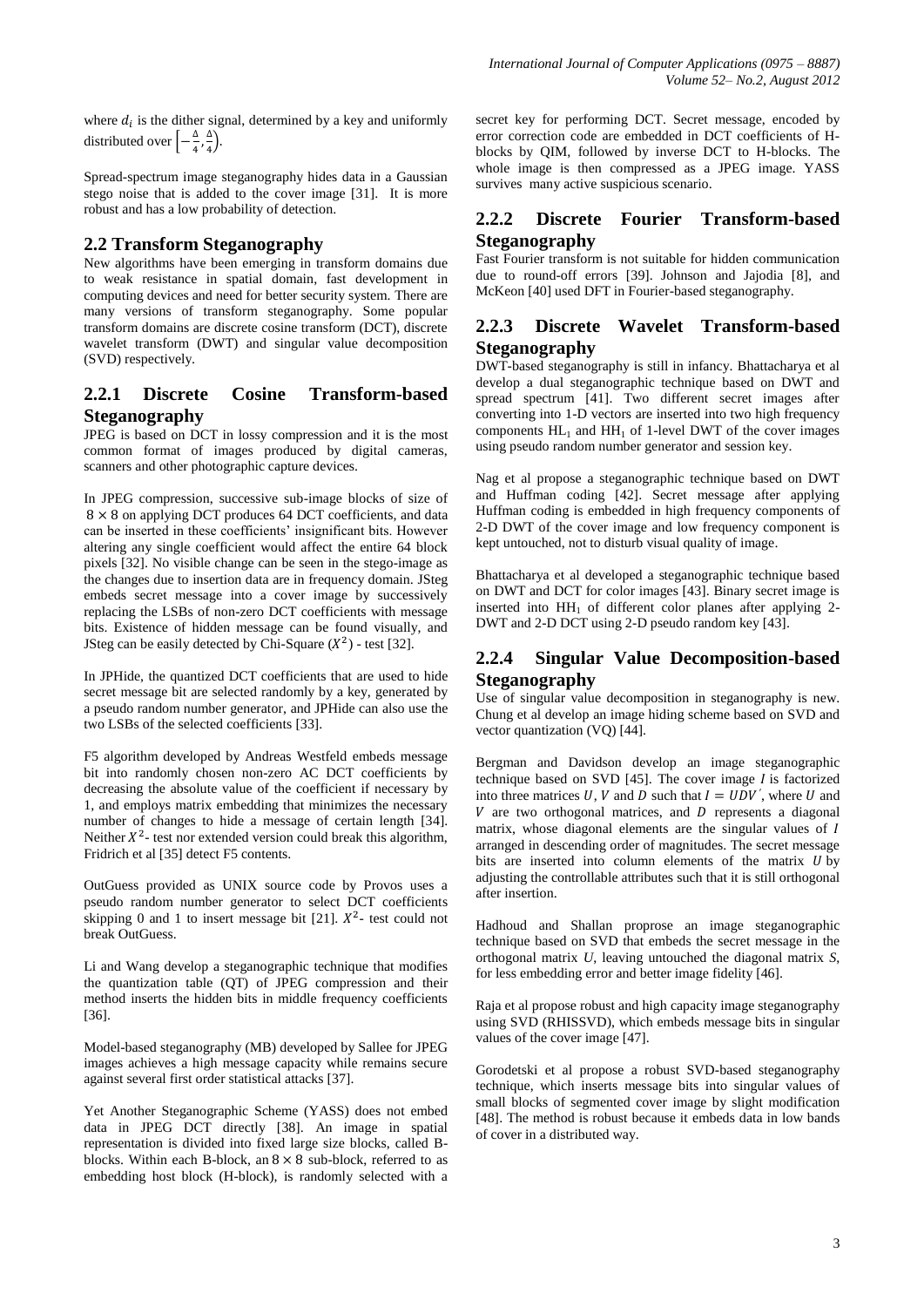where $d_i$ is the dither signal, determined by a key and uniformly distributed over $\left[-\frac{\Delta}{4}, \frac{\Delta}{4}\right)$.

Spread-spectrum image steganography hides data in a Gaussian stego noise that is added to the cover image [31]. It is more robust and has a low probability of detection.

## 2.2 Transform Steganography

New algorithms have been emerging in transform domains due to weak resistance in spatial domain, fast development in computing devices and need for better security system. There are many versions of transform steganography. Some popular transform domains are discrete cosine transform (DCT), discrete wavelet transform (DWT) and singular value decomposition (SVD) respectively.

### 2.2.1 Discrete Cosine Transform-based Steganography

JPEG is based on DCT in lossy compression and it is the most common format of images produced by digital cameras, scanners and other photographic capture devices.

In JPEG compression, successive sub-image blocks of size of $8 \times 8$ on applying DCT produces 64 DCT coefficients, and data can be inserted in these coefficients' insignificant bits. However altering any single coefficient would affect the entire 64 block pixels [32]. No visible change can be seen in the stego-image as the changes due to insertion data are in frequency domain. JSteg embeds secret message into a cover image by successively replacing the LSBs of non-zero DCT coefficients with message bits. Existence of hidden message can be found visually, and JSteg can be easily detected by Chi-Square ($X^2$) - test [32].

In JPHide, the quantized DCT coefficients that are used to hide secret message bit are selected randomly by a key, generated by a pseudo random number generator, and JPHide can also use the two LSBs of the selected coefficients [33].

F5 algorithm developed by Andreas Westfeld embeds message bit into randomly chosen non-zero AC DCT coefficients by decreasing the absolute value of the coefficient if necessary by 1, and employs matrix embedding that minimizes the necessary number of changes to hide a message of certain length [34]. Neither $X^2$- test nor extended version could break this algorithm, Fridrich et al [35] detect F5 contents.

OutGuess provided as UNIX source code by Provos uses a pseudo random number generator to select DCT coefficients skipping 0 and 1 to insert message bit [21]. $X^2$- test could not break OutGuess.

Li and Wang develop a steganographic technique that modifies the quantization table (QT) of JPEG compression and their method inserts the hidden bits in middle frequency coefficients [36].

Model-based steganography (MB) developed by Sallee for JPEG images achieves a high message capacity while remains secure against several first order statistical attacks [37].

Yet Another Steganographic Scheme (YASS) does not embed data in JPEG DCT directly [38]. An image in spatial representation is divided into fixed large size blocks, called B-blocks. Within each B-block, an $8 \times 8$ sub-block, referred to as embedding host block (H-block), is randomly selected with a secret key for performing DCT. Secret message, encoded by error correction code are embedded in DCT coefficients of H-blocks by QIM, followed by inverse DCT to H-blocks. The whole image is then compressed as a JPEG image. YASS survives many active suspicious scenario.

### 2.2.2 Discrete Fourier Transform-based Steganography

Fast Fourier transform is not suitable for hidden communication due to round-off errors [39]. Johnson and Jajodia [8], and McKeon [40] used DFT in Fourier-based steganography.

### 2.2.3 Discrete Wavelet Transform-based Steganography

DWT-based steganography is still in infancy. Bhattacharya et al develop a dual steganographic technique based on DWT and spread spectrum [41]. Two different secret images after converting into 1-D vectors are inserted into two high frequency components $HL_1$ and $HH_1$ of 1-level DWT of the cover images using pseudo random number generator and session key.

Nag et al propose a steganographic technique based on DWT and Huffman coding [42]. Secret message after applying Huffman coding is embedded in high frequency components of 2-D DWT of the cover image and low frequency component is kept untouched, not to disturb visual quality of image.

Bhattacharya et al developed a steganographic technique based on DWT and DCT for color images [43]. Binary secret image is inserted into $HH_1$ of different color planes after applying 2-DWT and 2-D DCT using 2-D pseudo random key [43].

### 2.2.4 Singular Value Decomposition-based Steganography

Use of singular value decomposition in steganography is new. Chung et al develop an image hiding scheme based on SVD and vector quantization (VQ) [44].

Bergman and Davidson develop an image steganographic technique based on SVD [45]. The cover image $I$ is factorized into three matrices $U$, $V$ and $D$ such that $I = UDV'$, where $U$ and $V$ are two orthogonal matrices, and $D$ represents a diagonal matrix, whose diagonal elements are the singular values of $I$ arranged in descending order of magnitudes. The secret message bits are inserted into column elements of the matrix $U$ by adjusting the controllable attributes such that it is still orthogonal after insertion.

Hadhoud and Shallan proprose an image steganographic technique based on SVD that embeds the secret message in the orthogonal matrix $U$, leaving untouched the diagonal matrix $S$, for less embedding error and better image fidelity [46].

Raja et al propose robust and high capacity image steganography using SVD (RHISSVD), which embeds message bits in singular values of the cover image [47].

Gorodetski et al propose a robust SVD-based steganography technique, which inserts message bits into singular values of small blocks of segmented cover image by slight modification [48]. The method is robust because it embeds data in low bands of cover in a distributed way.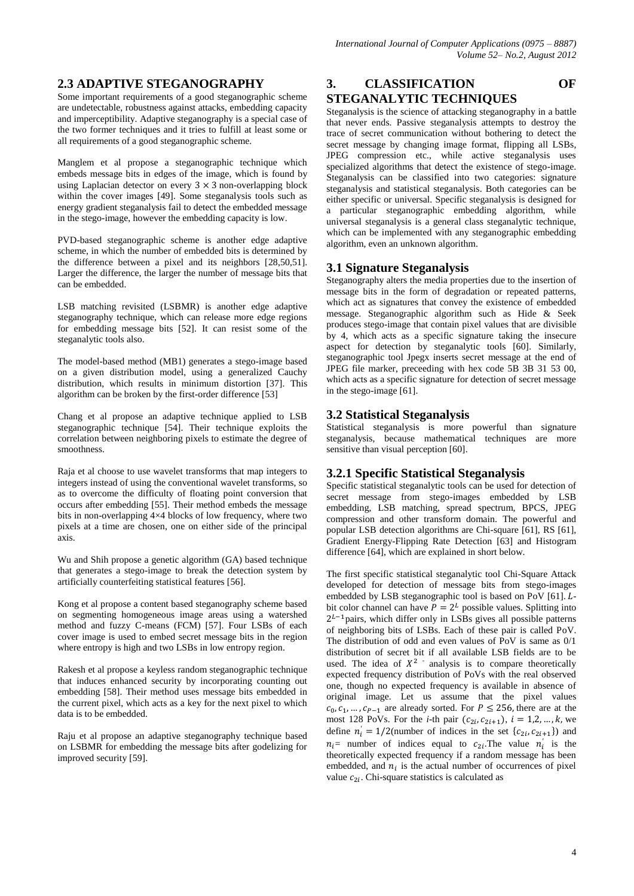## 2.3 ADAPTIVE STEGANOGRAPHY

Some important requirements of a good steganographic scheme are undetectable, robustness against attacks, embedding capacity and imperceptibility. Adaptive steganography is a special case of the two former techniques and it tries to fulfill at least some or all requirements of a good steganographic scheme.

Manglem et al propose a steganographic technique which embeds message bits in edges of the image, which is found by using Laplacian detector on every $3 \times 3$ non-overlapping block within the cover images [49]. Some steganalysis tools such as energy gradient steganalysis fail to detect the embedded message in the stego-image, however the embedding capacity is low.

PVD-based steganographic scheme is another edge adaptive scheme, in which the number of embedded bits is determined by the difference between a pixel and its neighbors [28,50,51]. Larger the difference, the larger the number of message bits that can be embedded.

LSB matching revisited (LSBMR) is another edge adaptive steganography technique, which can release more edge regions for embedding message bits [52]. It can resist some of the steganalytic tools also.

The model-based method (MB1) generates a stego-image based on a given distribution model, using a generalized Cauchy distribution, which results in minimum distortion [37]. This algorithm can be broken by the first-order difference [53]

Chang et al propose an adaptive technique applied to LSB steganographic technique [54]. Their technique exploits the correlation between neighboring pixels to estimate the degree of smoothness.

Raja et al choose to use wavelet transforms that map integers to integers instead of using the conventional wavelet transforms, so as to overcome the difficulty of floating point conversion that occurs after embedding [55]. Their method embeds the message bits in non-overlapping 4×4 blocks of low frequency, where two pixels at a time are chosen, one on either side of the principal axis.

Wu and Shih propose a genetic algorithm (GA) based technique that generates a stego-image to break the detection system by artificially counterfeiting statistical features [56].

Kong et al propose a content based steganography scheme based on segmenting homogeneous image areas using a watershed method and fuzzy C-means (FCM) [57]. Four LSBs of each cover image is used to embed secret message bits in the region where entropy is high and two LSBs in low entropy region.

Rakesh et al propose a keyless random steganographic technique that induces enhanced security by incorporating counting out embedding [58]. Their method uses message bits embedded in the current pixel, which acts as a key for the next pixel to which data is to be embedded.

Raju et al propose an adaptive steganography technique based on LSBMR for embedding the message bits after godelizing for improved security [59].

# 3. CLASSIFICATION OF STEGANALYTIC TECHNIQUES

Steganalysis is the science of attacking steganography in a battle that never ends. Passive steganalysis attempts to destroy the trace of secret communication without bothering to detect the secret message by changing image format, flipping all LSBs, JPEG compression etc., while active steganalysis uses specialized algorithms that detect the existence of stego-image. Steganalysis can be classified into two categories: signature steganalysis and statistical steganalysis. Both categories can be either specific or universal. Specific steganalysis is designed for a particular steganographic embedding algorithm, while universal steganalysis is a general class steganalytic technique, which can be implemented with any steganographic embedding algorithm, even an unknown algorithm.

## 3.1 Signature Steganalysis

Steganography alters the media properties due to the insertion of message bits in the form of degradation or repeated patterns, which act as signatures that convey the existence of embedded message. Steganographic algorithm such as Hide & Seek produces stego-image that contain pixel values that are divisible by 4, which acts as a specific signature taking the insecure aspect for detection by steganalytic tools [60]. Similarly, steganographic tool Jpegx inserts secret message at the end of JPEG file marker, preceeding with hex code 5B 3B 31 53 00, which acts as a specific signature for detection of secret message in the stego-image [61].

## 3.2 Statistical Steganalysis

Statistical steganalysis is more powerful than signature steganalysis, because mathematical techniques are more sensitive than visual perception [60].

### 3.2.1 Specific Statistical Steganalysis

Specific statistical steganalytic tools can be used for detection of secret message from stego-images embedded by LSB embedding, LSB matching, spread spectrum, BPCS, JPEG compression and other transform domain. The powerful and popular LSB detection algorithms are Chi-square [61], RS [61], Gradient Energy-Flipping Rate Detection [63] and Histogram difference [64], which are explained in short below.

The first specific statistical steganalytic tool Chi-Square Attack developed for detection of message bits from stego-images embedded by LSB steganographic tool is based on PoV [61]. $L$-bit color channel can have $P = 2^L$ possible values. Splitting into $2^{L-1}$ pairs, which differ only in LSBs gives all possible patterns of neighboring bits of LSBs. Each of these pair is called PoV. The distribution of odd and even values of PoV is same as 0/1 distribution of secret bit if all available LSB fields are to be used. The idea of $X^2$ analysis is to compare theoretically expected frequency distribution of PoVs with the real observed one, though no expected frequency is available in absence of original image. Let us assume that the pixel values $c_0, c_1, \ldots, c_{P-1}$ are already sorted. For $P \leq 256$, there are at the most 128 PoVs. For the *i*-th pair $(c_{2i}, c_{2i+1})$, $i = 1, 2, \ldots, k$, we define $n_i^{'} = 1/2$(number of indices in the set $\{c_{2i}, c_{2i+1}\}$) and $n_i$= number of indices equal to $c_{2i}$. The value $n_i^{'}$ is the theoretically expected frequency if a random message has been embedded, and $n_i$ is the actual number of occurrences of pixel value $c_{2i}$. Chi-square statistics is calculated as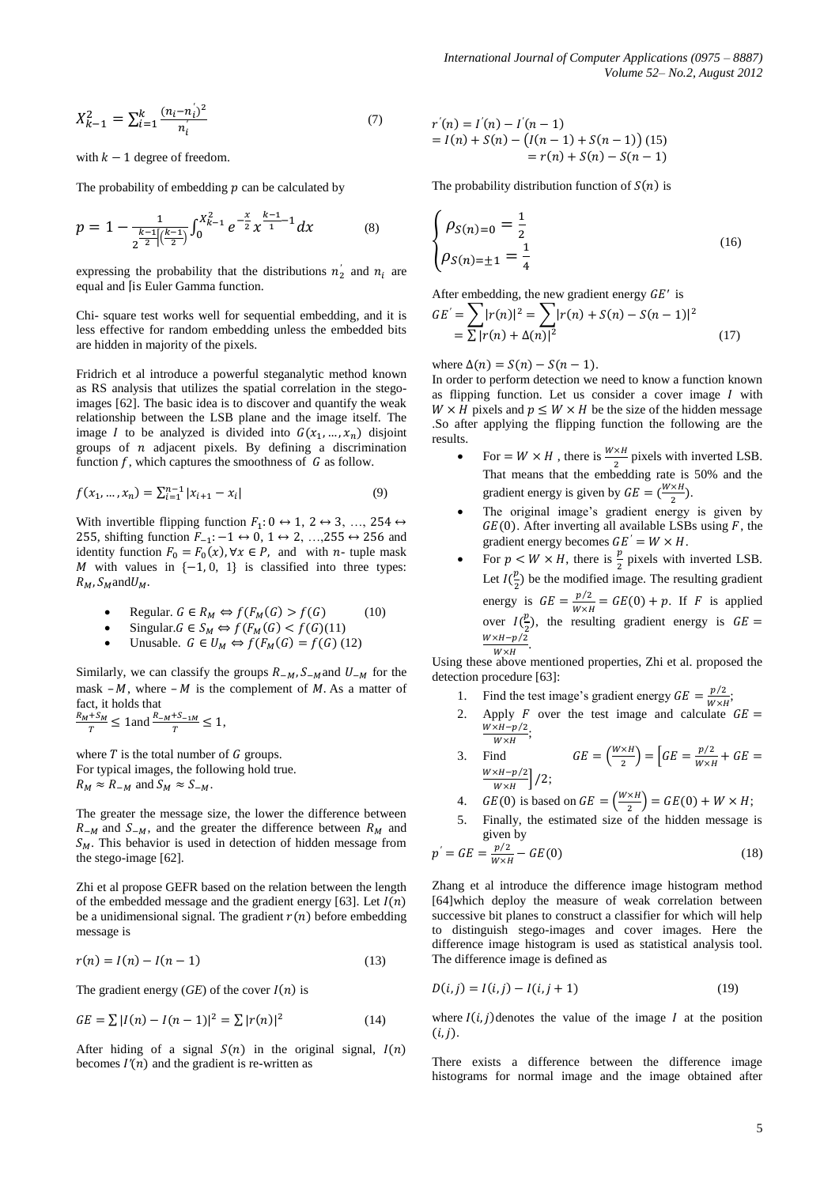$$X_{k-1}^2 = \sum_{i=1}^{k} \frac{(n_i - n_i^{'})^2}{n_i^{'}} \tag{7}$$

with $k-1$ degree of freedom.

The probability of embedding $p$ can be calculated by

$$p = 1 - \frac{1}{2^{\frac{k-1}{2}}\Gamma\left(\frac{k-1}{2}\right)} \int_0^{X_{k-1}^2} e^{-\frac{x}{2}} x^{\frac{k-1}{1}-1} dx \tag{8}$$

expressing the probability that the distributions $n_2^{'}$ and $n_i$ are equal and $\Gamma$is Euler Gamma function.

Chi- square test works well for sequential embedding, and it is less effective for random embedding unless the embedded bits are hidden in majority of the pixels.

Fridrich et al introduce a powerful steganalytic method known as RS analysis that utilizes the spatial correlation in the stego-images [62]. The basic idea is to discover and quantify the weak relationship between the LSB plane and the image itself. The image $I$ to be analyzed is divided into $G(x_1, \ldots, x_n)$ disjoint groups of $n$ adjacent pixels. By defining a discrimination function $f$, which captures the smoothness of $G$ as follow.

$$f(x_1, \ldots, x_n) = \sum_{i=1}^{n-1} |x_{i+1} - x_i| \tag{9}$$

With invertible flipping function $F_1: 0 \leftrightarrow 1,\ 2 \leftrightarrow 3,\ \ldots,\ 254 \leftrightarrow 255$, shifting function $F_{-1}: -1 \leftrightarrow 0,\ 1 \leftrightarrow 2,\ \ldots, 255 \leftrightarrow 256$ and identity function $F_0 = F_0(x), \forall x \in P$, and with $n$- tuple mask $M$ with values in $\{-1, 0, 1\}$ is classified into three types: $R_M, S_M$ and $U_M$.

- Regular. $G \in R_M \Leftrightarrow f(F_M(G) > f(G)$ (10)
- Singular. $G \in S_M \Leftrightarrow f(F_M(G) < f(G)$ (11)
- Unusable. $G \in U_M \Leftrightarrow f(F_M(G) = f(G)$ (12)

Similarly, we can classify the groups $R_{-M}, S_{-M}$ and $U_{-M}$ for the mask $-M$, where $-M$ is the complement of $M$. As a matter of fact, it holds that

$\frac{R_M + S_M}{T} \leq 1$ and $\frac{R_{-M} + S_{-1M}}{T} \leq 1$,

where $T$ is the total number of $G$ groups.
For typical images, the following hold true.
$R_M \approx R_{-M}$ and $S_M \approx S_{-M}$.

The greater the message size, the lower the difference between $R_{-M}$ and $S_{-M}$, and the greater the difference between $R_M$ and $S_M$. This behavior is used in detection of hidden message from the stego-image [62].

Zhi et al propose GEFR based on the relation between the length of the embedded message and the gradient energy [63]. Let $I(n)$ be a unidimensional signal. The gradient $r(n)$ before embedding message is

$$r(n) = I(n) - I(n-1) \tag{13}$$

The gradient energy (*GE*) of the cover $I(n)$ is

$$GE = \sum |I(n) - I(n-1)|^2 = \sum |r(n)|^2 \tag{14}$$

After hiding of a signal $S(n)$ in the original signal, $I(n)$ becomes $I'(n)$ and the gradient is re-written as

$$\begin{aligned} r^{'}(n) &= I^{'}(n) - I^{'}(n-1) \\ &= I(n) + S(n) - \big(I(n-1) + S(n-1)\big) \\ &= r(n) + S(n) - S(n-1) \end{aligned} \tag{15}$$

The probability distribution function of $S(n)$ is

$$\begin{cases} \rho_{S(n)=0} = \frac{1}{2} \\ \rho_{S(n)=\pm 1} = \frac{1}{4} \end{cases} \tag{16}$$

After embedding, the new gradient energy $GE'$ is

$$\begin{aligned} GE^{'} &= \sum |r(n)|^2 = \sum |r(n) + S(n) - S(n-1)|^2 \\ &= \sum |r(n) + \Delta(n)|^2 \end{aligned} \tag{17}$$

where $\Delta(n) = S(n) - S(n-1)$.
In order to perform detection we need to know a function known as flipping function. Let us consider a cover image $I$ with $W \times H$ pixels and $p \leq W \times H$ be the size of the hidden message .So after applying the flipping function the following are the results.

- For $= W \times H$ , there is $\frac{W \times H}{2}$ pixels with inverted LSB. That means that the embedding rate is 50% and the gradient energy is given by $GE = (\frac{W \times H}{2})$.
- The original image's gradient energy is given by $GE(0)$. After inverting all available LSBs using $F$, the gradient energy becomes $GE^{'} = W \times H$.
- For $p < W \times H$, there is $\frac{p}{2}$ pixels with inverted LSB. Let $I(\frac{p}{2})$ be the modified image. The resulting gradient energy is $GE = \frac{p/2}{W \times H} = GE(0) + p$. If $F$ is applied over $I(\frac{p}{2})$, the resulting gradient energy is $GE = \frac{W \times H - p/2}{W \times H}$.

Using these above mentioned properties, Zhi et al. proposed the detection procedure [63]:

1. Find the test image's gradient energy $GE = \frac{p/2}{W \times H}$;
2. Apply $F$ over the test image and calculate $GE = \frac{W \times H - p/2}{W \times H}$;
3. Find $GE = \left(\frac{W \times H}{2}\right) = \left[GE = \frac{p/2}{W \times H} + GE = \frac{W \times H - p/2}{W \times H}\right]/2$;
4. $GE(0)$ is based on $GE = \left(\frac{W \times H}{2}\right) = GE(0) + W \times H$;
5. Finally, the estimated size of the hidden message is given by

$$p^{'} = GE = \frac{p/2}{W \times H} - GE(0) \tag{18}$$

Zhang et al introduce the difference image histogram method [64]which deploy the measure of weak correlation between successive bit planes to construct a classifier for which will help to distinguish stego-images and cover images. Here the difference image histogram is used as statistical analysis tool. The difference image is defined as

$$D(i,j) = I(i,j) - I(i, j+1) \tag{19}$$

where $I(i,j)$denotes the value of the image $I$ at the position $(i,j)$.

There exists a difference between the difference image histograms for normal image and the image obtained after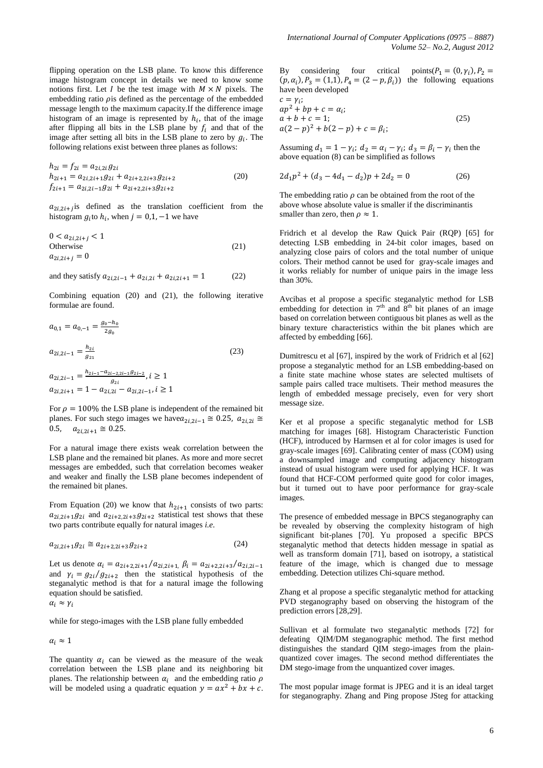flipping operation on the LSB plane. To know this difference image histogram concept in details we need to know some notions first. Let $I$ be the test image with $M \times N$ pixels. The embedding ratio $\rho$is defined as the percentage of the embedded message length to the maximum capacity.If the difference image histogram of an image is represented by $h_i$, that of the image after flipping all bits in the LSB plane by $f_i$ and that of the image after setting all bits in the LSB plane to zero by $g_i$. The following relations exist between three planes as follows:

$$
\begin{aligned}
&h_{2i} = f_{2i} = a_{2i,2i} g_{2i} \\
&h_{2i+1} = a_{2i,2i+1} g_{2i} + a_{2i+2,2i+3} g_{2i+2} \\
&f_{2i+1} = a_{2i,2i-1} g_{2i} + a_{2i+2,2i+3} g_{2i+2}
\end{aligned} \tag{20}
$$

$a_{2i,2i+j}$is defined as the translation coefficient from the histogram $g_i$to $h_i$, when $j = 0,1,-1$ we have

$$
\begin{aligned}
&0 < a_{2i,2i+j} < 1 \\
&\text{Otherwise} \\
&a_{2i,2i+j} = 0
\end{aligned} \tag{21}
$$

and they satisfy $a_{2i,2i-1} + a_{2i,2i} + a_{2i,2i+1} = 1$ (22)

Combining equation (20) and (21), the following iterative formulae are found.

$$
\begin{aligned}
&a_{0,1} = a_{0,-1} = \frac{g_0 - h_0}{2g_0} \\
&a_{2i,2i-1} = \frac{h_{2i}}{g_{21}} \\
&a_{2i,2i-1} = \frac{h_{2i-1} - a_{2i-2,2i-1} g_{2i-2}}{g_{2i}}, i \geq 1 \\
&a_{2i,2i+1} = 1 - a_{2i,2i} - a_{2i,2i-1}, i \geq 1
\end{aligned} \tag{23}
$$

For $\rho = 100\%$ the LSB plane is independent of the remained bit planes. For such stego images we have$a_{2i,2i-1} \cong 0.25$, $a_{2i,2i} \cong 0.5$, $a_{2i,2i+1} \cong 0.25$.

For a natural image there exists weak correlation between the LSB plane and the remained bit planes. As more and more secret messages are embedded, such that correlation becomes weaker and weaker and finally the LSB plane becomes independent of the remained bit planes.

From Equation (20) we know that $h_{2i+1}$ consists of two parts: $a_{2i,2i+1} g_{2i}$ and $a_{2i+2,2i+3} g_{2i+2}$ statistical test shows that these two parts contribute equally for natural images *i.e.*

$$
a_{2i,2i+1} g_{2i} \cong a_{2i+2,2i+3} g_{2i+2} \tag{24}
$$

Let us denote $\alpha_i = a_{2i+2,2i+1}/a_{2i,2i+1}$, $\beta_i = a_{2i+2,2i+3}/a_{2i,2i-1}$ and $\gamma_i = g_{2i}/g_{2i+2}$ then the statistical hypothesis of the steganalytic method is that for a natural image the following equation should be satisfied.

$\alpha_i \approx \gamma_i$

while for stego-images with the LSB plane fully embedded

$\alpha_i \approx 1$

The quantity $\alpha_i$ can be viewed as the measure of the weak correlation between the LSB plane and its neighboring bit planes. The relationship between $\alpha_i$ and the embedding ratio $\rho$ will be modeled using a quadratic equation $y = ax^2 + bx + c$.

By considering four critical points($P_1 = (0, \gamma_i), P_2 = (p, \alpha_i), P_3 = (1,1), P_4 = (2-p, \beta_i)$) the following equations have been developed

$$
\begin{aligned}
&c = \gamma_i; \\
&ap^2 + bp + c = \alpha_i; \\
&a + b + c = 1; \\
&a(2-p)^2 + b(2-p) + c = \beta_i;
\end{aligned} \tag{25}
$$

Assuming $d_1 = 1 - \gamma_i$; $d_2 = \alpha_i - \gamma_i$; $d_3 = \beta_i - \gamma_i$ then the above equation (8) can be simplified as follows

$$
2d_1 p^2 + (d_3 - 4d_1 - d_2)p + 2d_2 = 0 \tag{26}
$$

The embedding ratio $\rho$ can be obtained from the root of the above whose absolute value is smaller if the discriminantis smaller than zero, then $\rho \approx 1$.

Fridrich et al develop the Raw Quick Pair (RQP) [65] for detecting LSB embedding in 24-bit color images, based on analyzing close pairs of colors and the total number of unique colors. Their method cannot be used for gray-scale images and it works reliably for number of unique pairs in the image less than 30%.

Avcibas et al propose a specific steganalytic method for LSB embedding for detection in 7th and 8th bit planes of an image based on correlation between contiguous bit planes as well as the binary texture characteristics within the bit planes which are affected by embedding [66].

Dumitrescu et al [67], inspired by the work of Fridrich et al [62] propose a steganalytic method for an LSB embedding-based on a finite state machine whose states are selected multisets of sample pairs called trace multisets. Their method measures the length of embedded message precisely, even for very short message size.

Ker et al propose a specific steganalytic method for LSB matching for images [68]. Histogram Characteristic Function (HCF), introduced by Harmsen et al for color images is used for gray-scale images [69]. Calibrating center of mass (COM) using a downsampled image and computing adjacency histogram instead of usual histogram were used for applying HCF. It was found that HCF-COM performed quite good for color images, but it turned out to have poor performance for gray-scale images.

The presence of embedded message in BPCS steganography can be revealed by observing the complexity histogram of high significant bit-planes [70]. Yu proposed a specific BPCS steganalytic method that detects hidden message in spatial as well as transform domain [71], based on isotropy, a statistical feature of the image, which is changed due to message embedding. Detection utilizes Chi-square method.

Zhang et al propose a specific steganalytic method for attacking PVD steganography based on observing the histogram of the prediction errors [28,29].

Sullivan et al formulate two steganalytic methods [72] for defeating QIM/DM steganographic method. The first method distinguishes the standard QIM stego-images from the plain-quantized cover images. The second method differentiates the DM stego-image from the unquantized cover images.

The most popular image format is JPEG and it is an ideal target for steganography. Zhang and Ping propose JSteg for attacking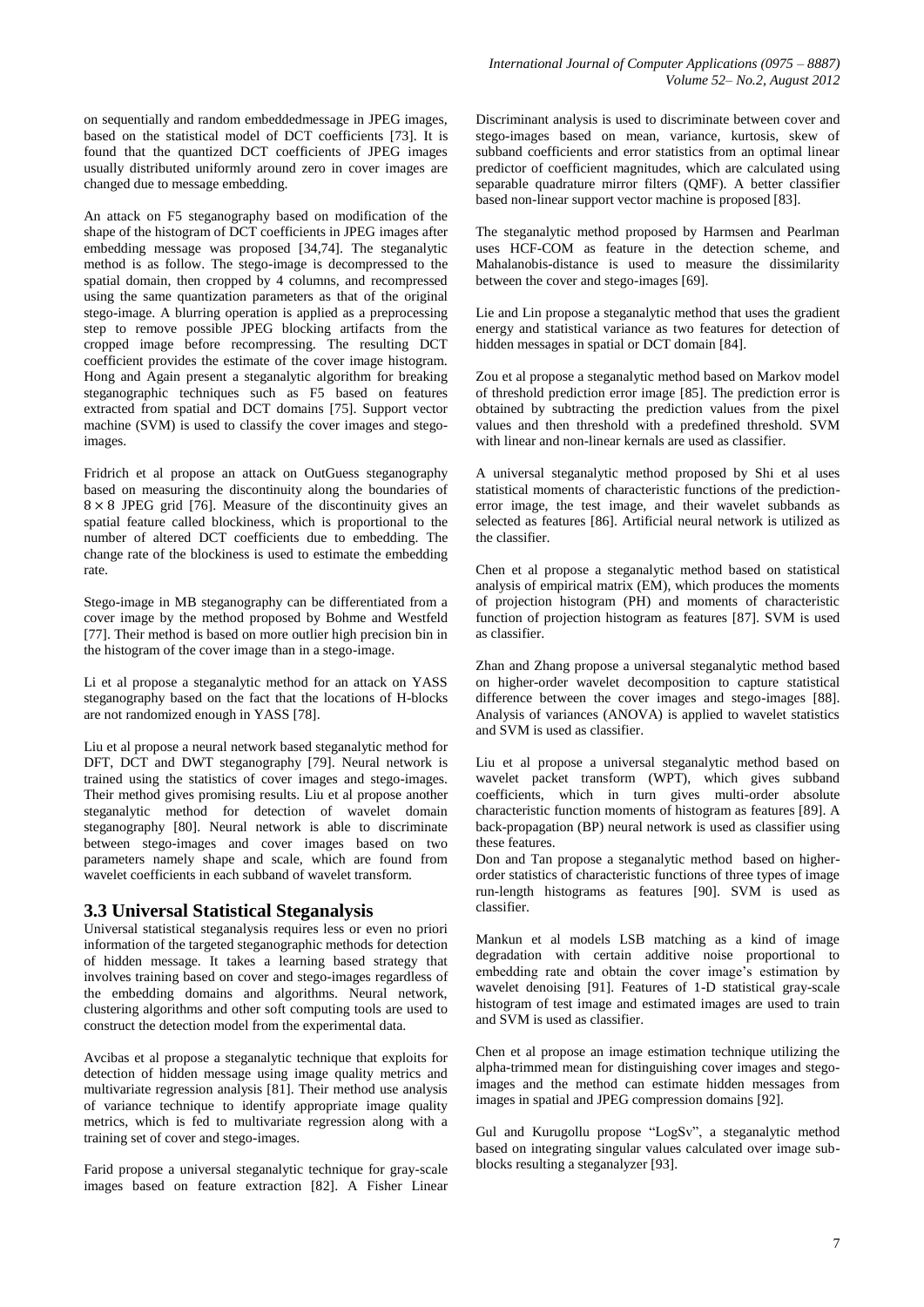on sequentially and random embeddedmessage in JPEG images, based on the statistical model of DCT coefficients [73]. It is found that the quantized DCT coefficients of JPEG images usually distributed uniformly around zero in cover images are changed due to message embedding.

An attack on F5 steganography based on modification of the shape of the histogram of DCT coefficients in JPEG images after embedding message was proposed [34,74]. The steganalytic method is as follow. The stego-image is decompressed to the spatial domain, then cropped by 4 columns, and recompressed using the same quantization parameters as that of the original stego-image. A blurring operation is applied as a preprocessing step to remove possible JPEG blocking artifacts from the cropped image before recompressing. The resulting DCT coefficient provides the estimate of the cover image histogram. Hong and Again present a steganalytic algorithm for breaking steganographic techniques such as F5 based on features extracted from spatial and DCT domains [75]. Support vector machine (SVM) is used to classify the cover images and stego-images.

Fridrich et al propose an attack on OutGuess steganography based on measuring the discontinuity along the boundaries of $8 \times 8$ JPEG grid [76]. Measure of the discontinuity gives an spatial feature called blockiness, which is proportional to the number of altered DCT coefficients due to embedding. The change rate of the blockiness is used to estimate the embedding rate.

Stego-image in MB steganography can be differentiated from a cover image by the method proposed by Bohme and Westfeld [77]. Their method is based on more outlier high precision bin in the histogram of the cover image than in a stego-image.

Li et al propose a steganalytic method for an attack on YASS steganography based on the fact that the locations of H-blocks are not randomized enough in YASS [78].

Liu et al propose a neural network based steganalytic method for DFT, DCT and DWT steganography [79]. Neural network is trained using the statistics of cover images and stego-images. Their method gives promising results. Liu et al propose another steganalytic method for detection of wavelet domain steganography [80]. Neural network is able to discriminate between stego-images and cover images based on two parameters namely shape and scale, which are found from wavelet coefficients in each subband of wavelet transform.

### 3.3 Universal Statistical Steganalysis

Universal statistical steganalysis requires less or even no priori information of the targeted steganographic methods for detection of hidden message. It takes a learning based strategy that involves training based on cover and stego-images regardless of the embedding domains and algorithms. Neural network, clustering algorithms and other soft computing tools are used to construct the detection model from the experimental data.

Avcibas et al propose a steganalytic technique that exploits for detection of hidden message using image quality metrics and multivariate regression analysis [81]. Their method use analysis of variance technique to identify appropriate image quality metrics, which is fed to multivariate regression along with a training set of cover and stego-images.

Farid propose a universal steganalytic technique for gray-scale images based on feature extraction [82]. A Fisher Linear Discriminant analysis is used to discriminate between cover and stego-images based on mean, variance, kurtosis, skew of subband coefficients and error statistics from an optimal linear predictor of coefficient magnitudes, which are calculated using separable quadrature mirror filters (QMF). A better classifier based non-linear support vector machine is proposed [83].

The steganalytic method proposed by Harmsen and Pearlman uses HCF-COM as feature in the detection scheme, and Mahalanobis-distance is used to measure the dissimilarity between the cover and stego-images [69].

Lie and Lin propose a steganalytic method that uses the gradient energy and statistical variance as two features for detection of hidden messages in spatial or DCT domain [84].

Zou et al propose a steganalytic method based on Markov model of threshold prediction error image [85]. The prediction error is obtained by subtracting the prediction values from the pixel values and then threshold with a predefined threshold. SVM with linear and non-linear kernals are used as classifier.

A universal steganalytic method proposed by Shi et al uses statistical moments of characteristic functions of the prediction-error image, the test image, and their wavelet subbands as selected as features [86]. Artificial neural network is utilized as the classifier.

Chen et al propose a steganalytic method based on statistical analysis of empirical matrix (EM), which produces the moments of projection histogram (PH) and moments of characteristic function of projection histogram as features [87]. SVM is used as classifier.

Zhan and Zhang propose a universal steganalytic method based on higher-order wavelet decomposition to capture statistical difference between the cover images and stego-images [88]. Analysis of variances (ANOVA) is applied to wavelet statistics and SVM is used as classifier.

Liu et al propose a universal steganalytic method based on wavelet packet transform (WPT), which gives subband coefficients, which in turn gives multi-order absolute characteristic function moments of histogram as features [89]. A back-propagation (BP) neural network is used as classifier using these features.

Don and Tan propose a steganalytic method based on higher-order statistics of characteristic functions of three types of image run-length histograms as features [90]. SVM is used as classifier.

Mankun et al models LSB matching as a kind of image degradation with certain additive noise proportional to embedding rate and obtain the cover image's estimation by wavelet denoising [91]. Features of 1-D statistical gray-scale histogram of test image and estimated images are used to train and SVM is used as classifier.

Chen et al propose an image estimation technique utilizing the alpha-trimmed mean for distinguishing cover images and stego-images and the method can estimate hidden messages from images in spatial and JPEG compression domains [92].

Gul and Kurugollu propose "LogSv", a steganalytic method based on integrating singular values calculated over image sub-blocks resulting a steganalyzer [93].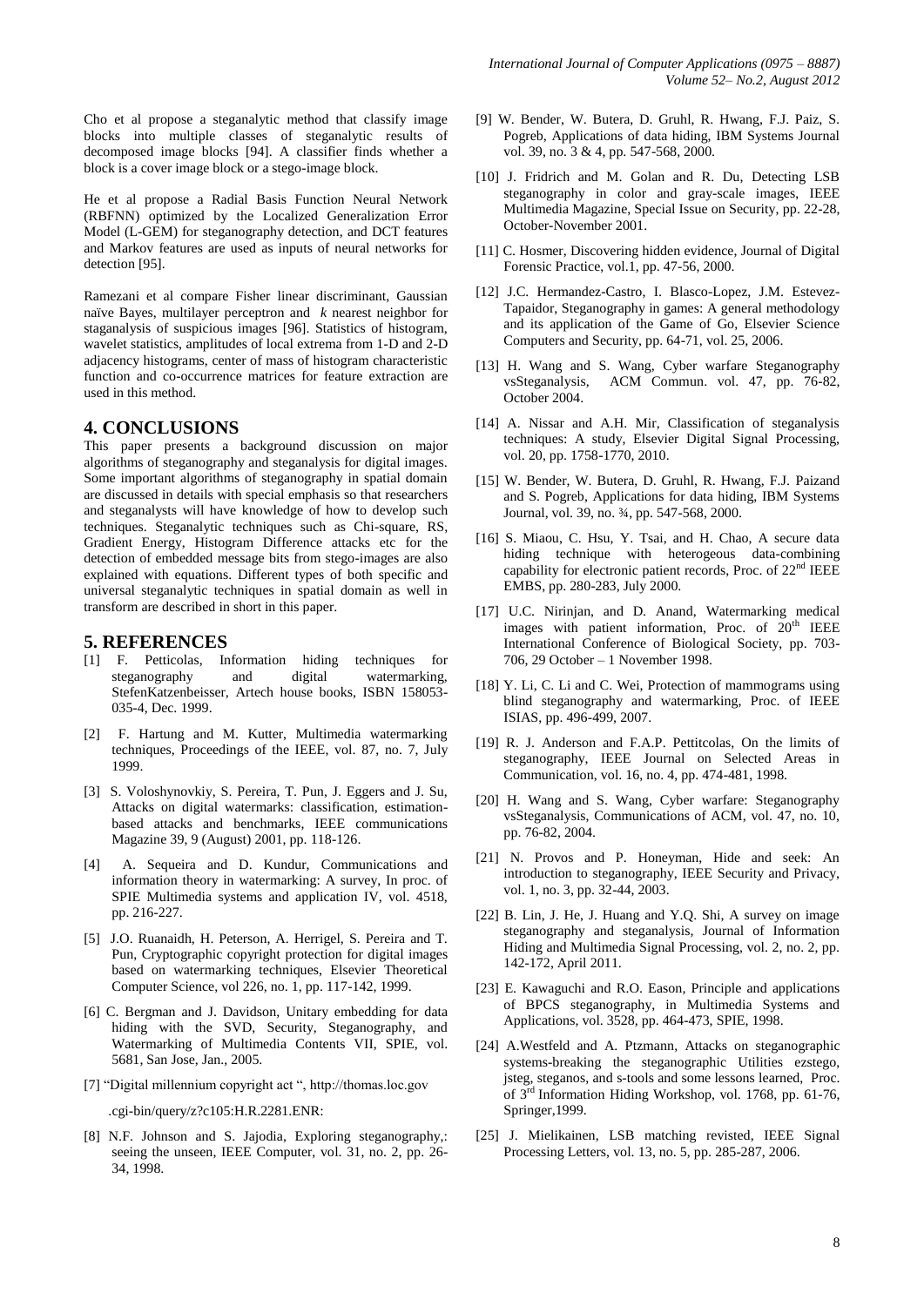Cho et al propose a steganalytic method that classify image blocks into multiple classes of steganalytic results of decomposed image blocks [94]. A classifier finds whether a block is a cover image block or a stego-image block.

He et al propose a Radial Basis Function Neural Network (RBFNN) optimized by the Localized Generalization Error Model (L-GEM) for steganography detection, and DCT features and Markov features are used as inputs of neural networks for detection [95].

Ramezani et al compare Fisher linear discriminant, Gaussian naïve Bayes, multilayer perceptron and *k* nearest neighbor for staganalysis of suspicious images [96]. Statistics of histogram, wavelet statistics, amplitudes of local extrema from 1-D and 2-D adjacency histograms, center of mass of histogram characteristic function and co-occurrence matrices for feature extraction are used in this method.

## 4. CONCLUSIONS

This paper presents a background discussion on major algorithms of steganography and steganalysis for digital images. Some important algorithms of steganography in spatial domain are discussed in details with special emphasis so that researchers and steganalysts will have knowledge of how to develop such techniques. Steganalytic techniques such as Chi-square, RS, Gradient Energy, Histogram Difference attacks etc for the detection of embedded message bits from stego-images are also explained with equations. Different types of both specific and universal steganalytic techniques in spatial domain as well in transform are described in short in this paper.

## 5. REFERENCES

[1] F. Petticolas, Information hiding techniques for steganography and digital watermarking, StefenKatzenbeisser, Artech house books, ISBN 158053-035-4, Dec. 1999.

[2] F. Hartung and M. Kutter, Multimedia watermarking techniques, Proceedings of the IEEE, vol. 87, no. 7, July 1999.

[3] S. Voloshynovkiy, S. Pereira, T. Pun, J. Eggers and J. Su, Attacks on digital watermarks: classification, estimation-based attacks and benchmarks, IEEE communications Magazine 39, 9 (August) 2001, pp. 118-126.

[4] A. Sequeira and D. Kundur, Communications and information theory in watermarking: A survey, In proc. of SPIE Multimedia systems and application IV, vol. 4518, pp. 216-227.

[5] J.O. Ruanaidh, H. Peterson, A. Herrigel, S. Pereira and T. Pun, Cryptographic copyright protection for digital images based on watermarking techniques, Elsevier Theoretical Computer Science, vol 226, no. 1, pp. 117-142, 1999.

[6] C. Bergman and J. Davidson, Unitary embedding for data hiding with the SVD, Security, Steganography, and Watermarking of Multimedia Contents VII, SPIE, vol. 5681, San Jose, Jan., 2005.

[7] "Digital millennium copyright act ", http://thomas.loc.gov .cgi-bin/query/z?c105:H.R.2281.ENR:

[8] N.F. Johnson and S. Jajodia, Exploring steganography,: seeing the unseen, IEEE Computer, vol. 31, no. 2, pp. 26-34, 1998.

[9] W. Bender, W. Butera, D. Gruhl, R. Hwang, F.J. Paiz, S. Pogreb, Applications of data hiding, IBM Systems Journal vol. 39, no. 3 & 4, pp. 547-568, 2000.

[10] J. Fridrich and M. Golan and R. Du, Detecting LSB steganography in color and gray-scale images, IEEE Multimedia Magazine, Special Issue on Security, pp. 22-28, October-November 2001.

[11] C. Hosmer, Discovering hidden evidence, Journal of Digital Forensic Practice, vol.1, pp. 47-56, 2000.

[12] J.C. Hermandez-Castro, I. Blasco-Lopez, J.M. Estevez-Tapaidor, Steganography in games: A general methodology and its application of the Game of Go, Elsevier Science Computers and Security, pp. 64-71, vol. 25, 2006.

[13] H. Wang and S. Wang, Cyber warfare Steganography vsSteganalysis, ACM Commun. vol. 47, pp. 76-82, October 2004.

[14] A. Nissar and A.H. Mir, Classification of steganalysis techniques: A study, Elsevier Digital Signal Processing, vol. 20, pp. 1758-1770, 2010.

[15] W. Bender, W. Butera, D. Gruhl, R. Hwang, F.J. Paizand and S. Pogreb, Applications for data hiding, IBM Systems Journal, vol. 39, no. ¾, pp. 547-568, 2000.

[16] S. Miaou, C. Hsu, Y. Tsai, and H. Chao, A secure data hiding technique with heterogeous data-combining capability for electronic patient records, Proc. of 22nd IEEE EMBS, pp. 280-283, July 2000.

[17] U.C. Nirinjan, and D. Anand, Watermarking medical images with patient information, Proc. of 20th IEEE International Conference of Biological Society, pp. 703-706, 29 October – 1 November 1998.

[18] Y. Li, C. Li and C. Wei, Protection of mammograms using blind steganography and watermarking, Proc. of IEEE ISIAS, pp. 496-499, 2007.

[19] R. J. Anderson and F.A.P. Pettitcolas, On the limits of steganography, IEEE Journal on Selected Areas in Communication, vol. 16, no. 4, pp. 474-481, 1998.

[20] H. Wang and S. Wang, Cyber warfare: Steganography vsSteganalysis, Communications of ACM, vol. 47, no. 10, pp. 76-82, 2004.

[21] N. Provos and P. Honeyman, Hide and seek: An introduction to steganography, IEEE Security and Privacy, vol. 1, no. 3, pp. 32-44, 2003.

[22] B. Lin, J. He, J. Huang and Y.Q. Shi, A survey on image steganography and steganalysis, Journal of Information Hiding and Multimedia Signal Processing, vol. 2, no. 2, pp. 142-172, April 2011.

[23] E. Kawaguchi and R.O. Eason, Principle and applications of BPCS steganography, in Multimedia Systems and Applications, vol. 3528, pp. 464-473, SPIE, 1998.

[24] A.Westfeld and A. Ptzmann, Attacks on steganographic systems-breaking the steganographic Utilities ezstego, jsteg, steganos, and s-tools and some lessons learned, Proc. of 3rd Information Hiding Workshop, vol. 1768, pp. 61-76, Springer,1999.

[25] J. Mielikainen, LSB matching revisted, IEEE Signal Processing Letters, vol. 13, no. 5, pp. 285-287, 2006.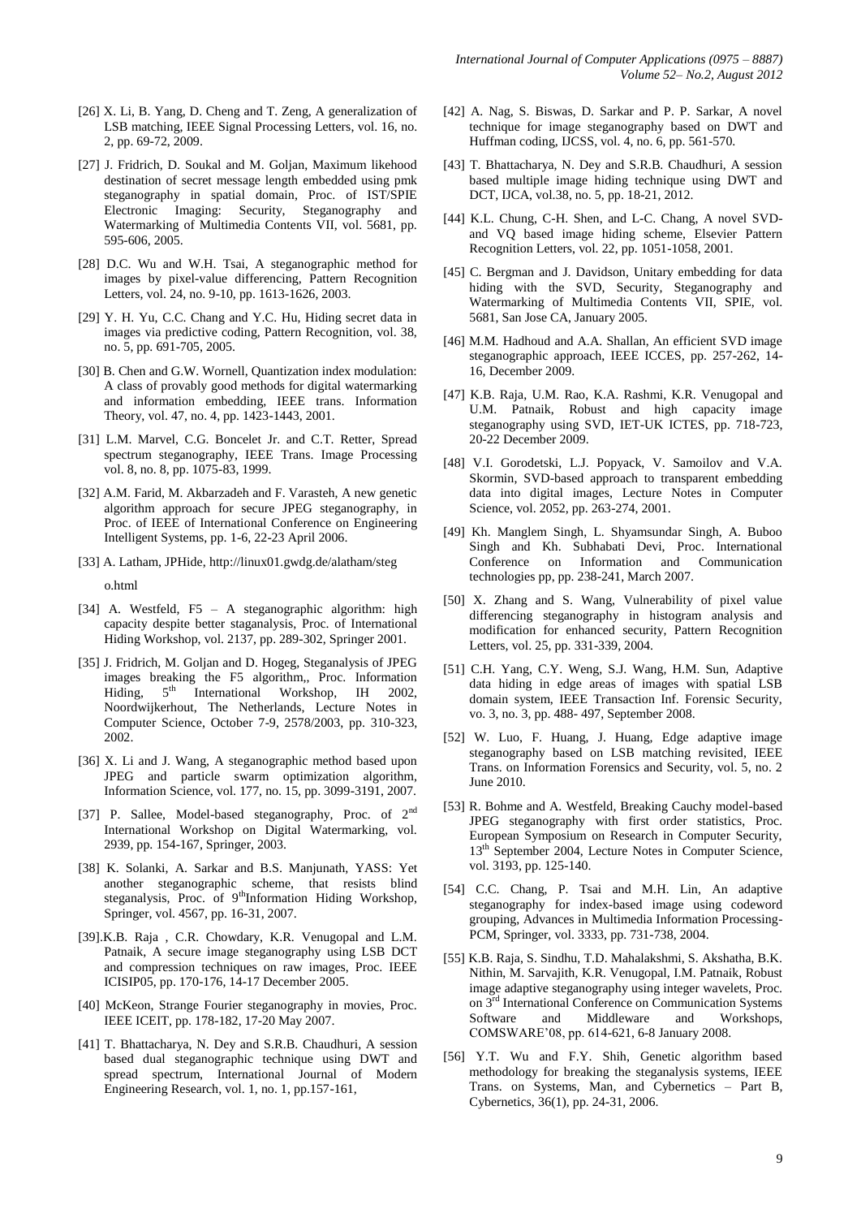[26] X. Li, B. Yang, D. Cheng and T. Zeng, A generalization of LSB matching, IEEE Signal Processing Letters, vol. 16, no. 2, pp. 69-72, 2009.

[27] J. Fridrich, D. Soukal and M. Goljan, Maximum likehood destination of secret message length embedded using pmk steganography in spatial domain, Proc. of IST/SPIE Electronic Imaging: Security, Steganography and Watermarking of Multimedia Contents VII, vol. 5681, pp. 595-606, 2005.

[28] D.C. Wu and W.H. Tsai, A steganographic method for images by pixel-value differencing, Pattern Recognition Letters, vol. 24, no. 9-10, pp. 1613-1626, 2003.

[29] Y. H. Yu, C.C. Chang and Y.C. Hu, Hiding secret data in images via predictive coding, Pattern Recognition, vol. 38, no. 5, pp. 691-705, 2005.

[30] B. Chen and G.W. Wornell, Quantization index modulation: A class of provably good methods for digital watermarking and information embedding, IEEE trans. Information Theory, vol. 47, no. 4, pp. 1423-1443, 2001.

[31] L.M. Marvel, C.G. Boncelet Jr. and C.T. Retter, Spread spectrum steganography, IEEE Trans. Image Processing vol. 8, no. 8, pp. 1075-83, 1999.

[32] A.M. Farid, M. Akbarzadeh and F. Varasteh, A new genetic algorithm approach for secure JPEG steganography, in Proc. of IEEE of International Conference on Engineering Intelligent Systems, pp. 1-6, 22-23 April 2006.

[33] A. Latham, JPHide, http://linux01.gwdg.de/alatham/stego.html

[34] A. Westfeld, F5 – A steganographic algorithm: high capacity despite better staganalysis, Proc. of International Hiding Workshop, vol. 2137, pp. 289-302, Springer 2001.

[35] J. Fridrich, M. Goljan and D. Hogeg, Steganalysis of JPEG images breaking the F5 algorithm,, Proc. Information Hiding, 5th International Workshop, IH 2002, Noordwijkerhout, The Netherlands, Lecture Notes in Computer Science, October 7-9, 2578/2003, pp. 310-323, 2002.

[36] X. Li and J. Wang, A steganographic method based upon JPEG and particle swarm optimization algorithm, Information Science, vol. 177, no. 15, pp. 3099-3191, 2007.

[37] P. Sallee, Model-based steganography, Proc. of 2nd International Workshop on Digital Watermarking, vol. 2939, pp. 154-167, Springer, 2003.

[38] K. Solanki, A. Sarkar and B.S. Manjunath, YASS: Yet another steganographic scheme, that resists blind steganalysis, Proc. of 9thInformation Hiding Workshop, Springer, vol. 4567, pp. 16-31, 2007.

[39].K.B. Raja , C.R. Chowdary, K.R. Venugopal and L.M. Patnaik, A secure image steganography using LSB DCT and compression techniques on raw images, Proc. IEEE ICISIP05, pp. 170-176, 14-17 December 2005.

[40] McKeon, Strange Fourier steganography in movies, Proc. IEEE ICEIT, pp. 178-182, 17-20 May 2007.

[41] T. Bhattacharya, N. Dey and S.R.B. Chaudhuri, A session based dual steganographic technique using DWT and spread spectrum, International Journal of Modern Engineering Research, vol. 1, no. 1, pp.157-161,

[42] A. Nag, S. Biswas, D. Sarkar and P. P. Sarkar, A novel technique for image steganography based on DWT and Huffman coding, IJCSS, vol. 4, no. 6, pp. 561-570.

[43] T. Bhattacharya, N. Dey and S.R.B. Chaudhuri, A session based multiple image hiding technique using DWT and DCT, IJCA, vol.38, no. 5, pp. 18-21, 2012.

[44] K.L. Chung, C-H. Shen, and L-C. Chang, A novel SVD- and VQ based image hiding scheme, Elsevier Pattern Recognition Letters, vol. 22, pp. 1051-1058, 2001.

[45] C. Bergman and J. Davidson, Unitary embedding for data hiding with the SVD, Security, Steganography and Watermarking of Multimedia Contents VII, SPIE, vol. 5681, San Jose CA, January 2005.

[46] M.M. Hadhoud and A.A. Shallan, An efficient SVD image steganographic approach, IEEE ICCES, pp. 257-262, 14-16, December 2009.

[47] K.B. Raja, U.M. Rao, K.A. Rashmi, K.R. Venugopal and U.M. Patnaik, Robust and high capacity image steganography using SVD, IET-UK ICTES, pp. 718-723, 20-22 December 2009.

[48] V.I. Gorodetski, L.J. Popyack, V. Samoilov and V.A. Skormin, SVD-based approach to transparent embedding data into digital images, Lecture Notes in Computer Science, vol. 2052, pp. 263-274, 2001.

[49] Kh. Manglem Singh, L. Shyamsundar Singh, A. Buboo Singh and Kh. Subhabati Devi, Proc. International Conference on Information and Communication technologies pp, pp. 238-241, March 2007.

[50] X. Zhang and S. Wang, Vulnerability of pixel value differencing steganography in histogram analysis and modification for enhanced security, Pattern Recognition Letters, vol. 25, pp. 331-339, 2004.

[51] C.H. Yang, C.Y. Weng, S.J. Wang, H.M. Sun, Adaptive data hiding in edge areas of images with spatial LSB domain system, IEEE Transaction Inf. Forensic Security, vo. 3, no. 3, pp. 488- 497, September 2008.

[52] W. Luo, F. Huang, J. Huang, Edge adaptive image steganography based on LSB matching revisited, IEEE Trans. on Information Forensics and Security, vol. 5, no. 2 June 2010.

[53] R. Bohme and A. Westfeld, Breaking Cauchy model-based JPEG steganography with first order statistics, Proc. European Symposium on Research in Computer Security, 13th September 2004, Lecture Notes in Computer Science, vol. 3193, pp. 125-140.

[54] C.C. Chang, P. Tsai and M.H. Lin, An adaptive steganography for index-based image using codeword grouping, Advances in Multimedia Information Processing-PCM, Springer, vol. 3333, pp. 731-738, 2004.

[55] K.B. Raja, S. Sindhu, T.D. Mahalakshmi, S. Akshatha, B.K. Nithin, M. Sarvajith, K.R. Venugopal, I.M. Patnaik, Robust image adaptive steganography using integer wavelets, Proc. on 3rd International Conference on Communication Systems Software and Middleware and Workshops, COMSWARE'08, pp. 614-621, 6-8 January 2008.

[56] Y.T. Wu and F.Y. Shih, Genetic algorithm based methodology for breaking the steganalysis systems, IEEE Trans. on Systems, Man, and Cybernetics – Part B, Cybernetics, 36(1), pp. 24-31, 2006.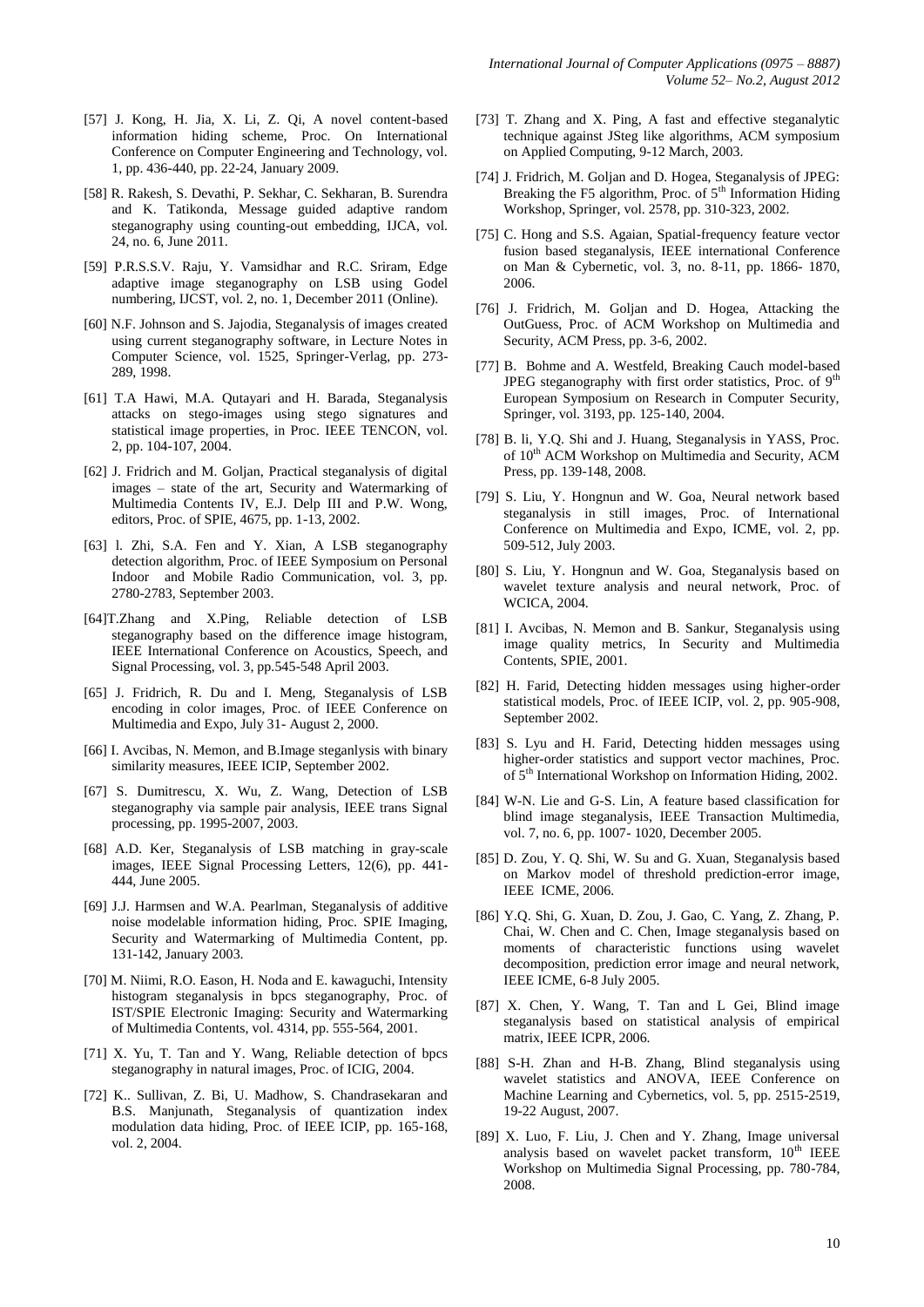[57] J. Kong, H. Jia, X. Li, Z. Qi, A novel content-based information hiding scheme, Proc. On International Conference on Computer Engineering and Technology, vol. 1, pp. 436-440, pp. 22-24, January 2009.

[58] R. Rakesh, S. Devathi, P. Sekhar, C. Sekharan, B. Surendra and K. Tatikonda, Message guided adaptive random steganography using counting-out embedding, IJCA, vol. 24, no. 6, June 2011.

[59] P.R.S.S.V. Raju, Y. Vamsidhar and R.C. Sriram, Edge adaptive image steganography on LSB using Godel numbering, IJCST, vol. 2, no. 1, December 2011 (Online).

[60] N.F. Johnson and S. Jajodia, Steganalysis of images created using current steganography software, in Lecture Notes in Computer Science, vol. 1525, Springer-Verlag, pp. 273-289, 1998.

[61] T.A Hawi, M.A. Qutayari and H. Barada, Steganalysis attacks on stego-images using stego signatures and statistical image properties, in Proc. IEEE TENCON, vol. 2, pp. 104-107, 2004.

[62] J. Fridrich and M. Goljan, Practical steganalysis of digital images – state of the art, Security and Watermarking of Multimedia Contents IV, E.J. Delp III and P.W. Wong, editors, Proc. of SPIE, 4675, pp. 1-13, 2002.

[63] l. Zhi, S.A. Fen and Y. Xian, A LSB steganography detection algorithm, Proc. of IEEE Symposium on Personal Indoor and Mobile Radio Communication, vol. 3, pp. 2780-2783, September 2003.

[64]T.Zhang and X.Ping, Reliable detection of LSB steganography based on the difference image histogram, IEEE International Conference on Acoustics, Speech, and Signal Processing, vol. 3, pp.545-548 April 2003.

[65] J. Fridrich, R. Du and I. Meng, Steganalysis of LSB encoding in color images, Proc. of IEEE Conference on Multimedia and Expo, July 31- August 2, 2000.

[66] I. Avcibas, N. Memon, and B.Image steganlysis with binary similarity measures, IEEE ICIP, September 2002.

[67] S. Dumitrescu, X. Wu, Z. Wang, Detection of LSB steganography via sample pair analysis, IEEE trans Signal processing, pp. 1995-2007, 2003.

[68] A.D. Ker, Steganalysis of LSB matching in gray-scale images, IEEE Signal Processing Letters, 12(6), pp. 441-444, June 2005.

[69] J.J. Harmsen and W.A. Pearlman, Steganalysis of additive noise modelable information hiding, Proc. SPIE Imaging, Security and Watermarking of Multimedia Content, pp. 131-142, January 2003.

[70] M. Niimi, R.O. Eason, H. Noda and E. kawaguchi, Intensity histogram steganalysis in bpcs steganography, Proc. of IST/SPIE Electronic Imaging: Security and Watermarking of Multimedia Contents, vol. 4314, pp. 555-564, 2001.

[71] X. Yu, T. Tan and Y. Wang, Reliable detection of bpcs steganography in natural images, Proc. of ICIG, 2004.

[72] K.. Sullivan, Z. Bi, U. Madhow, S. Chandrasekaran and B.S. Manjunath, Steganalysis of quantization index modulation data hiding, Proc. of IEEE ICIP, pp. 165-168, vol. 2, 2004.

[73] T. Zhang and X. Ping, A fast and effective steganalytic technique against JSteg like algorithms, ACM symposium on Applied Computing, 9-12 March, 2003.

[74] J. Fridrich, M. Goljan and D. Hogea, Steganalysis of JPEG: Breaking the F5 algorithm, Proc. of 5th Information Hiding Workshop, Springer, vol. 2578, pp. 310-323, 2002.

[75] C. Hong and S.S. Agaian, Spatial-frequency feature vector fusion based steganalysis, IEEE international Conference on Man & Cybernetic, vol. 3, no. 8-11, pp. 1866- 1870, 2006.

[76] J. Fridrich, M. Goljan and D. Hogea, Attacking the OutGuess, Proc. of ACM Workshop on Multimedia and Security, ACM Press, pp. 3-6, 2002.

[77] B. Bohme and A. Westfeld, Breaking Cauch model-based JPEG steganography with first order statistics, Proc. of 9th European Symposium on Research in Computer Security, Springer, vol. 3193, pp. 125-140, 2004.

[78] B. li, Y.Q. Shi and J. Huang, Steganalysis in YASS, Proc. of 10th ACM Workshop on Multimedia and Security, ACM Press, pp. 139-148, 2008.

[79] S. Liu, Y. Hongnun and W. Goa, Neural network based steganalysis in still images, Proc. of International Conference on Multimedia and Expo, ICME, vol. 2, pp. 509-512, July 2003.

[80] S. Liu, Y. Hongnun and W. Goa, Steganalysis based on wavelet texture analysis and neural network, Proc. of WCICA, 2004.

[81] I. Avcibas, N. Memon and B. Sankur, Steganalysis using image quality metrics, In Security and Multimedia Contents, SPIE, 2001.

[82] H. Farid, Detecting hidden messages using higher-order statistical models, Proc. of IEEE ICIP, vol. 2, pp. 905-908, September 2002.

[83] S. Lyu and H. Farid, Detecting hidden messages using higher-order statistics and support vector machines, Proc. of 5th International Workshop on Information Hiding, 2002.

[84] W-N. Lie and G-S. Lin, A feature based classification for blind image steganalysis, IEEE Transaction Multimedia, vol. 7, no. 6, pp. 1007- 1020, December 2005.

[85] D. Zou, Y. Q. Shi, W. Su and G. Xuan, Steganalysis based on Markov model of threshold prediction-error image, IEEE ICME, 2006.

[86] Y.Q. Shi, G. Xuan, D. Zou, J. Gao, C. Yang, Z. Zhang, P. Chai, W. Chen and C. Chen, Image steganalysis based on moments of characteristic functions using wavelet decomposition, prediction error image and neural network, IEEE ICME, 6-8 July 2005.

[87] X. Chen, Y. Wang, T. Tan and L Gei, Blind image steganalysis based on statistical analysis of empirical matrix, IEEE ICPR, 2006.

[88] S-H. Zhan and H-B. Zhang, Blind steganalysis using wavelet statistics and ANOVA, IEEE Conference on Machine Learning and Cybernetics, vol. 5, pp. 2515-2519, 19-22 August, 2007.

[89] X. Luo, F. Liu, J. Chen and Y. Zhang, Image universal analysis based on wavelet packet transform, 10th IEEE Workshop on Multimedia Signal Processing, pp. 780-784, 2008.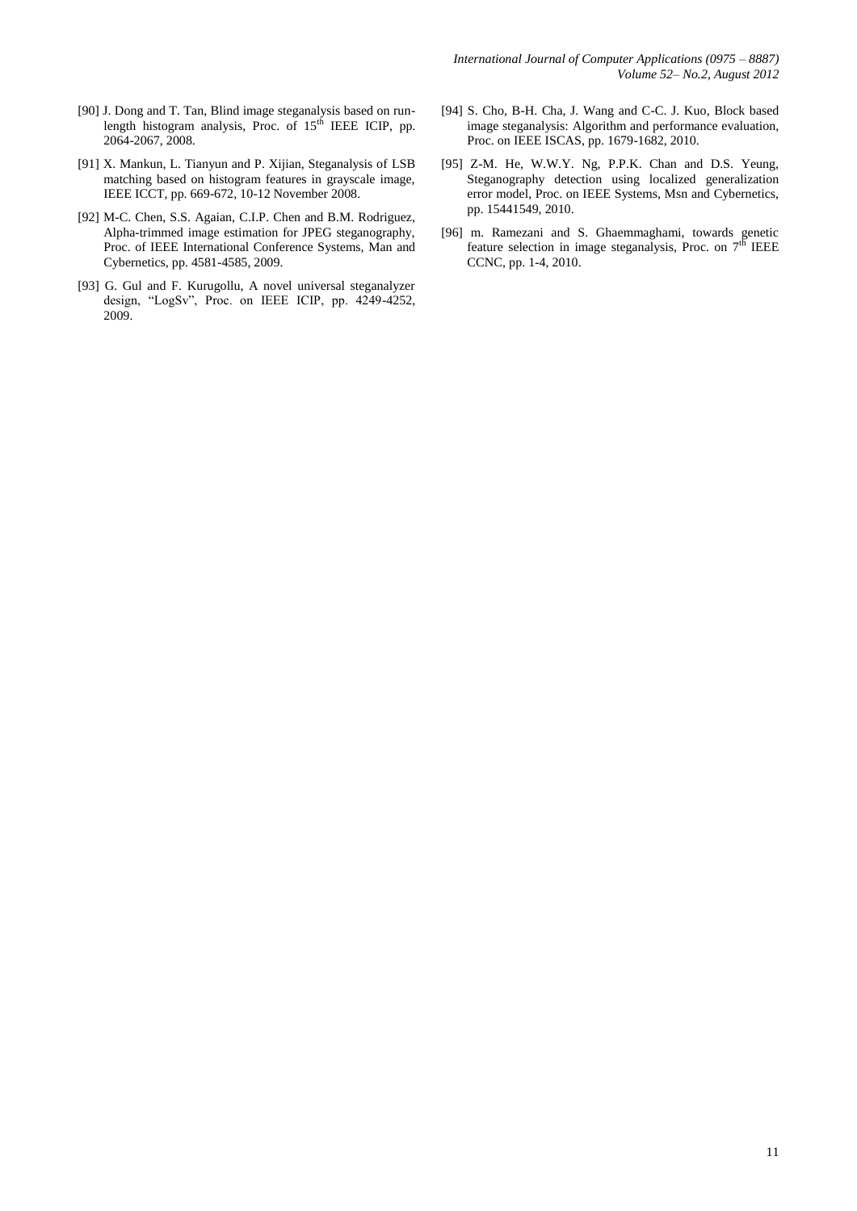[90] J. Dong and T. Tan, Blind image steganalysis based on run-length histogram analysis, Proc. of 15th IEEE ICIP, pp. 2064-2067, 2008.

[91] X. Mankun, L. Tianyun and P. Xijian, Steganalysis of LSB matching based on histogram features in grayscale image, IEEE ICCT, pp. 669-672, 10-12 November 2008.

[92] M-C. Chen, S.S. Agaian, C.I.P. Chen and B.M. Rodriguez, Alpha-trimmed image estimation for JPEG steganography, Proc. of IEEE International Conference Systems, Man and Cybernetics, pp. 4581-4585, 2009.

[93] G. Gul and F. Kurugollu, A novel universal steganalyzer design, "LogSv", Proc. on IEEE ICIP, pp. 4249-4252, 2009.

[94] S. Cho, B-H. Cha, J. Wang and C-C. J. Kuo, Block based image steganalysis: Algorithm and performance evaluation, Proc. on IEEE ISCAS, pp. 1679-1682, 2010.

[95] Z-M. He, W.W.Y. Ng, P.P.K. Chan and D.S. Yeung, Steganography detection using localized generalization error model, Proc. on IEEE Systems, Msn and Cybernetics, pp. 15441549, 2010.

[96] m. Ramezani and S. Ghaemmaghami, towards genetic feature selection in image steganalysis, Proc. on 7th IEEE CCNC, pp. 1-4, 2010.